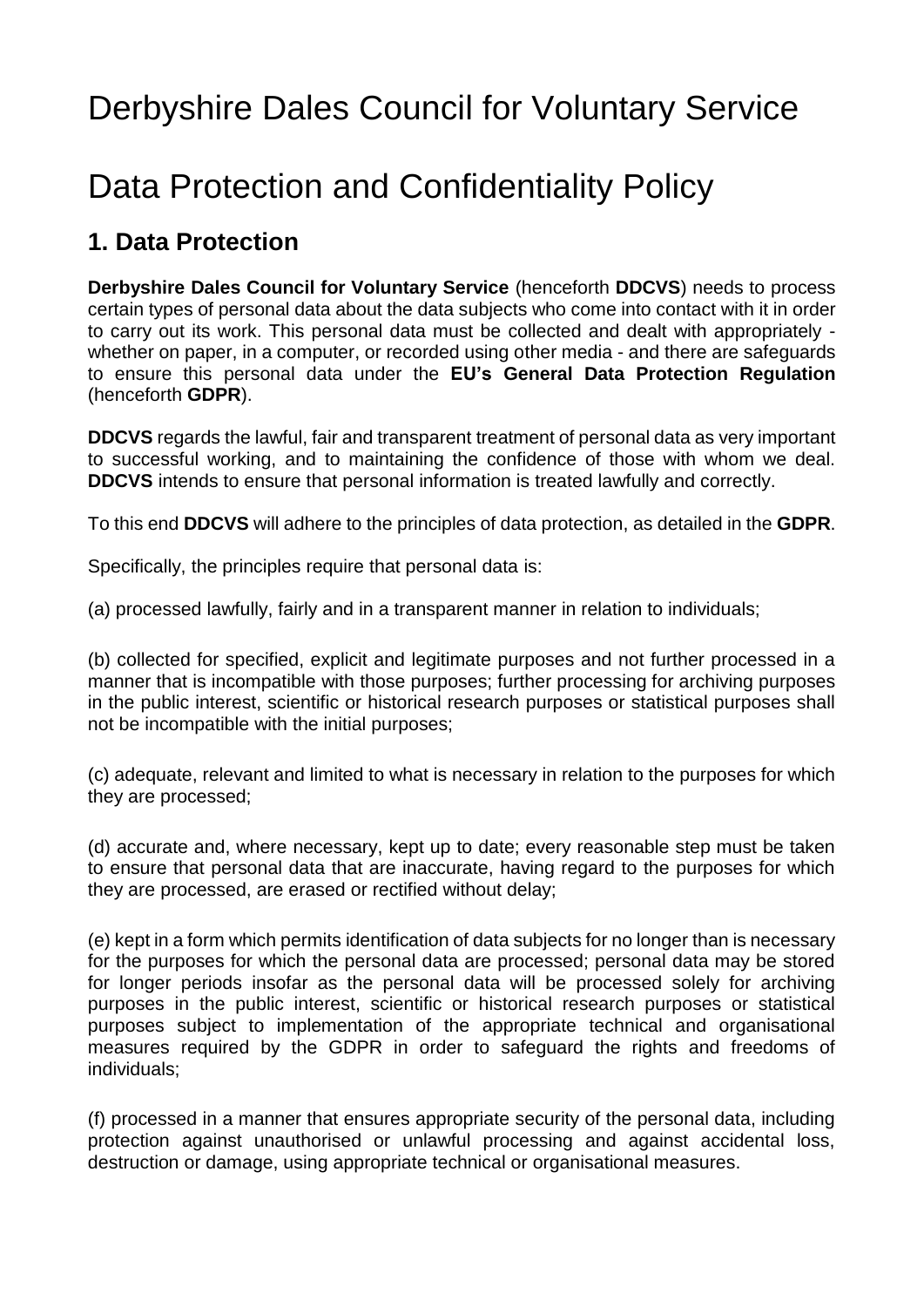# Derbyshire Dales Council for Voluntary Service

# Data Protection and Confidentiality Policy

## 1. Data Protection

**Derbyshire Dales Council for Voluntary Service** (henceforth **DDCVS**) needs to process certain types of personal data about the data subjects who come into contact with it in order to carry out its work. This personal data must be collected and dealt with appropriately - whether on paper, in a computer, or recorded using other media - and there are safeguards to ensure this personal data under the **EU's General Data Protection Regulation** (henceforth **GDPR**).

**DDCVS** regards the lawful, fair and transparent treatment of personal data as very important to successful working, and to maintaining the confidence of those with whom we deal. **DDCVS** intends to ensure that personal information is treated lawfully and correctly.

To this end **DDCVS** will adhere to the principles of data protection, as detailed in the **GDPR**.

Specifically, the principles require that personal data is:

(a) processed lawfully, fairly and in a transparent manner in relation to individuals;

(b) collected for specified, explicit and legitimate purposes and not further processed in a manner that is incompatible with those purposes; further processing for archiving purposes in the public interest, scientific or historical research purposes or statistical purposes shall not be incompatible with the initial purposes;

(c) adequate, relevant and limited to what is necessary in relation to the purposes for which they are processed;

(d) accurate and, where necessary, kept up to date; every reasonable step must be taken to ensure that personal data that are inaccurate, having regard to the purposes for which they are processed, are erased or rectified without delay;

(e) kept in a form which permits identification of data subjects for no longer than is necessary for the purposes for which the personal data are processed; personal data may be stored for longer periods insofar as the personal data will be processed solely for archiving purposes in the public interest, scientific or historical research purposes or statistical purposes subject to implementation of the appropriate technical and organisational measures required by the GDPR in order to safeguard the rights and freedoms of individuals;

(f) processed in a manner that ensures appropriate security of the personal data, including protection against unauthorised or unlawful processing and against accidental loss, destruction or damage, using appropriate technical or organisational measures.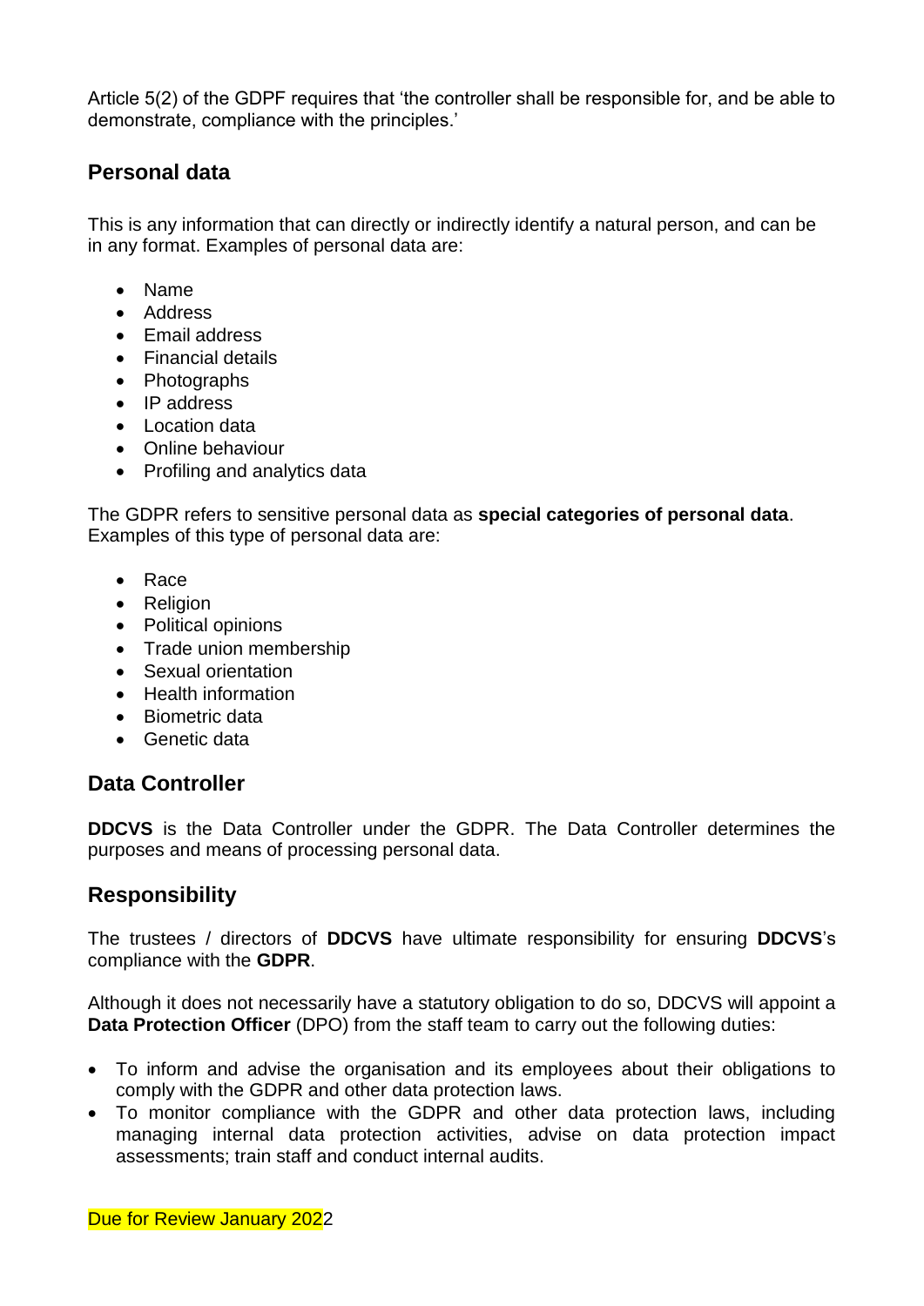Article 5(2) of the GDPF requires that 'the controller shall be responsible for, and be able to demonstrate, compliance with the principles.'

## Personal data

This is any information that can directly or indirectly identify a natural person, and can be in any format. Examples of personal data are:

- Name
- Address
- Email address
- Financial details
- Photographs
- IP address
- Location data
- Online behaviour
- Profiling and analytics data

The GDPR refers to sensitive personal data as **special categories of personal data**. Examples of this type of personal data are:

- Race
- Religion
- Political opinions
- Trade union membership
- Sexual orientation
- Health information
- Biometric data
- Genetic data

## Data Controller

**DDCVS** is the Data Controller under the GDPR. The Data Controller determines the purposes and means of processing personal data.

## Responsibility

The trustees / directors of **DDCVS** have ultimate responsibility for ensuring **DDCVS**'s compliance with the **GDPR**.

Although it does not necessarily have a statutory obligation to do so, DDCVS will appoint a **Data Protection Officer** (DPO) from the staff team to carry out the following duties:

- To inform and advise the organisation and its employees about their obligations to comply with the GDPR and other data protection laws.
- To monitor compliance with the GDPR and other data protection laws, including managing internal data protection activities, advise on data protection impact assessments; train staff and conduct internal audits.

Due for Review January 2022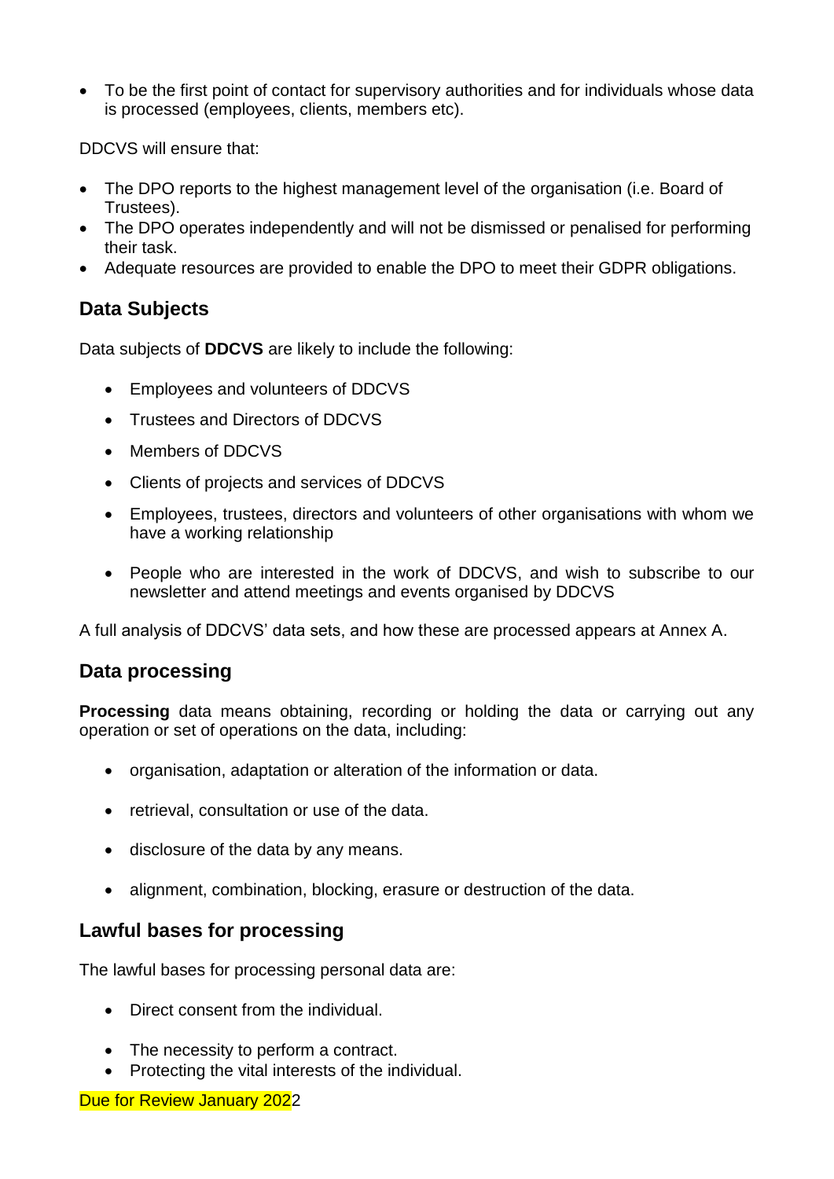- To be the first point of contact for supervisory authorities and for individuals whose data is processed (employees, clients, members etc).

DDCVS will ensure that:

- The DPO reports to the highest management level of the organisation (i.e. Board of Trustees).
- The DPO operates independently and will not be dismissed or penalised for performing their task.
- Adequate resources are provided to enable the DPO to meet their GDPR obligations.

## Data Subjects

Data subjects of **DDCVS** are likely to include the following:

- Employees and volunteers of DDCVS
- Trustees and Directors of DDCVS
- Members of DDCVS
- Clients of projects and services of DDCVS
- Employees, trustees, directors and volunteers of other organisations with whom we have a working relationship
- People who are interested in the work of DDCVS, and wish to subscribe to our newsletter and attend meetings and events organised by DDCVS

A full analysis of DDCVS' data sets, and how these are processed appears at Annex A.

## Data processing

**Processing** data means obtaining, recording or holding the data or carrying out any operation or set of operations on the data, including:

- organisation, adaptation or alteration of the information or data.
- retrieval, consultation or use of the data.
- disclosure of the data by any means.
- alignment, combination, blocking, erasure or destruction of the data.

## Lawful bases for processing

The lawful bases for processing personal data are:

- Direct consent from the individual.
- The necessity to perform a contract.
- Protecting the vital interests of the individual.

Due for Review January 2022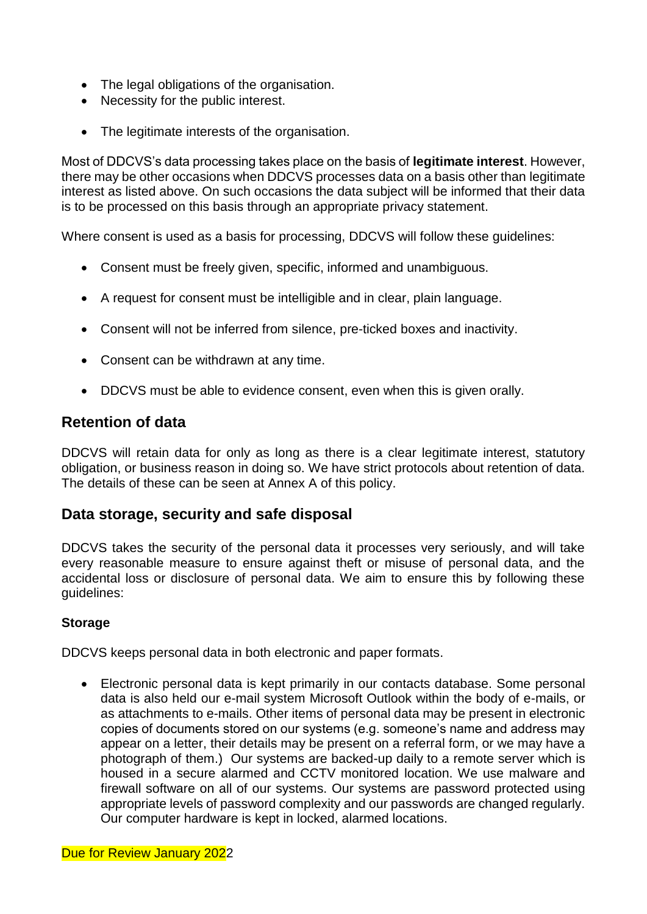- The legal obligations of the organisation.
- Necessity for the public interest.
- The legitimate interests of the organisation.

Most of DDCVS's data processing takes place on the basis of **legitimate interest**. However, there may be other occasions when DDCVS processes data on a basis other than legitimate interest as listed above. On such occasions the data subject will be informed that their data is to be processed on this basis through an appropriate privacy statement.

Where consent is used as a basis for processing, DDCVS will follow these guidelines:

- Consent must be freely given, specific, informed and unambiguous.
- A request for consent must be intelligible and in clear, plain language.
- Consent will not be inferred from silence, pre-ticked boxes and inactivity.
- Consent can be withdrawn at any time.
- DDCVS must be able to evidence consent, even when this is given orally.

## Retention of data

DDCVS will retain data for only as long as there is a clear legitimate interest, statutory obligation, or business reason in doing so. We have strict protocols about retention of data. The details of these can be seen at Annex A of this policy.

## Data storage, security and safe disposal

DDCVS takes the security of the personal data it processes very seriously, and will take every reasonable measure to ensure against theft or misuse of personal data, and the accidental loss or disclosure of personal data. We aim to ensure this by following these guidelines:

### Storage

DDCVS keeps personal data in both electronic and paper formats.

- Electronic personal data is kept primarily in our contacts database. Some personal data is also held our e-mail system Microsoft Outlook within the body of e-mails, or as attachments to e-mails. Other items of personal data may be present in electronic copies of documents stored on our systems (e.g. someone's name and address may appear on a letter, their details may be present on a referral form, or we may have a photograph of them.) Our systems are backed-up daily to a remote server which is housed in a secure alarmed and CCTV monitored location. We use malware and firewall software on all of our systems. Our systems are password protected using appropriate levels of password complexity and our passwords are changed regularly. Our computer hardware is kept in locked, alarmed locations.

Due for Review January 2022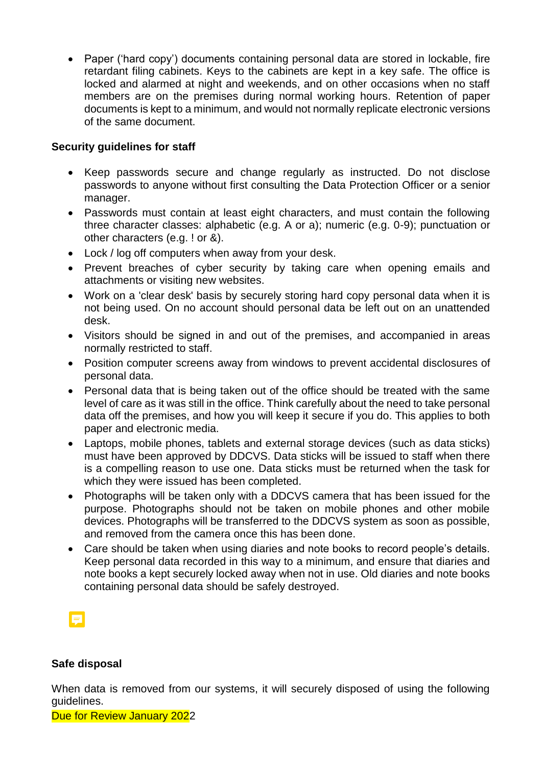- Paper ('hard copy') documents containing personal data are stored in lockable, fire retardant filing cabinets. Keys to the cabinets are kept in a key safe. The office is locked and alarmed at night and weekends, and on other occasions when no staff members are on the premises during normal working hours. Retention of paper documents is kept to a minimum, and would not normally replicate electronic versions of the same document.

**Security guidelines for staff**

- Keep passwords secure and change regularly as instructed. Do not disclose passwords to anyone without first consulting the Data Protection Officer or a senior manager.
- Passwords must contain at least eight characters, and must contain the following three character classes: alphabetic (e.g. A or a); numeric (e.g. 0-9); punctuation or other characters (e.g. ! or &).
- Lock / log off computers when away from your desk.
- Prevent breaches of cyber security by taking care when opening emails and attachments or visiting new websites.
- Work on a 'clear desk' basis by securely storing hard copy personal data when it is not being used. On no account should personal data be left out on an unattended desk.
- Visitors should be signed in and out of the premises, and accompanied in areas normally restricted to staff.
- Position computer screens away from windows to prevent accidental disclosures of personal data.
- Personal data that is being taken out of the office should be treated with the same level of care as it was still in the office. Think carefully about the need to take personal data off the premises, and how you will keep it secure if you do. This applies to both paper and electronic media.
- Laptops, mobile phones, tablets and external storage devices (such as data sticks) must have been approved by DDCVS. Data sticks will be issued to staff when there is a compelling reason to use one. Data sticks must be returned when the task for which they were issued has been completed.
- Photographs will be taken only with a DDCVS camera that has been issued for the purpose. Photographs should not be taken on mobile phones and other mobile devices. Photographs will be transferred to the DDCVS system as soon as possible, and removed from the camera once this has been done.
- Care should be taken when using diaries and note books to record people's details. Keep personal data recorded in this way to a minimum, and ensure that diaries and note books a kept securely locked away when not in use. Old diaries and note books containing personal data should be safely destroyed.

**Safe disposal**

When data is removed from our systems, it will securely disposed of using the following guidelines.

Due for Review January 2022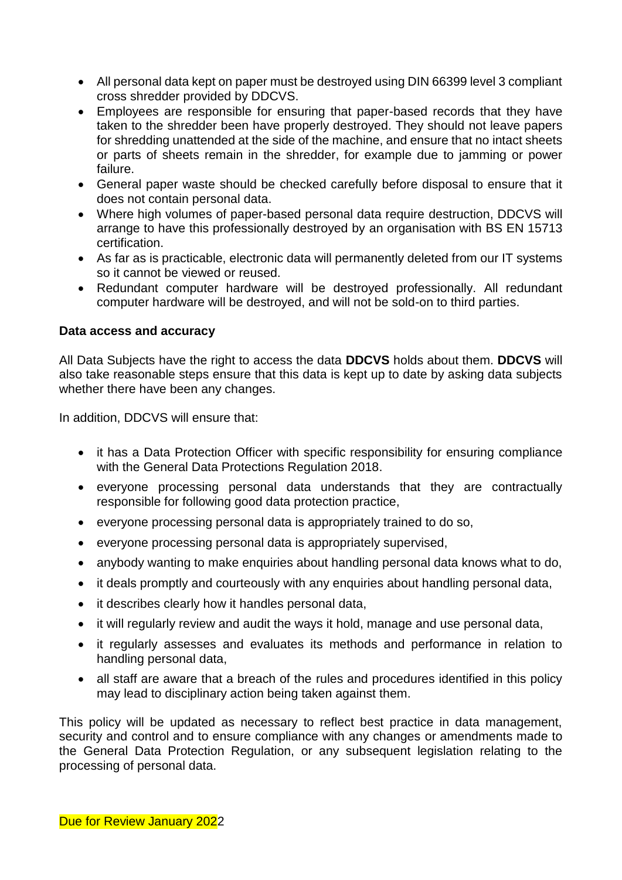- All personal data kept on paper must be destroyed using DIN 66399 level 3 compliant cross shredder provided by DDCVS.
- Employees are responsible for ensuring that paper-based records that they have taken to the shredder been have properly destroyed. They should not leave papers for shredding unattended at the side of the machine, and ensure that no intact sheets or parts of sheets remain in the shredder, for example due to jamming or power failure.
- General paper waste should be checked carefully before disposal to ensure that it does not contain personal data.
- Where high volumes of paper-based personal data require destruction, DDCVS will arrange to have this professionally destroyed by an organisation with BS EN 15713 certification.
- As far as is practicable, electronic data will permanently deleted from our IT systems so it cannot be viewed or reused.
- Redundant computer hardware will be destroyed professionally. All redundant computer hardware will be destroyed, and will not be sold-on to third parties.

**Data access and accuracy**

All Data Subjects have the right to access the data **DDCVS** holds about them. **DDCVS** will also take reasonable steps ensure that this data is kept up to date by asking data subjects whether there have been any changes.

In addition, DDCVS will ensure that:

- it has a Data Protection Officer with specific responsibility for ensuring compliance with the General Data Protections Regulation 2018.
- everyone processing personal data understands that they are contractually responsible for following good data protection practice,
- everyone processing personal data is appropriately trained to do so,
- everyone processing personal data is appropriately supervised,
- anybody wanting to make enquiries about handling personal data knows what to do,
- it deals promptly and courteously with any enquiries about handling personal data,
- it describes clearly how it handles personal data,
- it will regularly review and audit the ways it hold, manage and use personal data,
- it regularly assesses and evaluates its methods and performance in relation to handling personal data,
- all staff are aware that a breach of the rules and procedures identified in this policy may lead to disciplinary action being taken against them.

This policy will be updated as necessary to reflect best practice in data management, security and control and to ensure compliance with any changes or amendments made to the General Data Protection Regulation, or any subsequent legislation relating to the processing of personal data.

Due for Review January 2022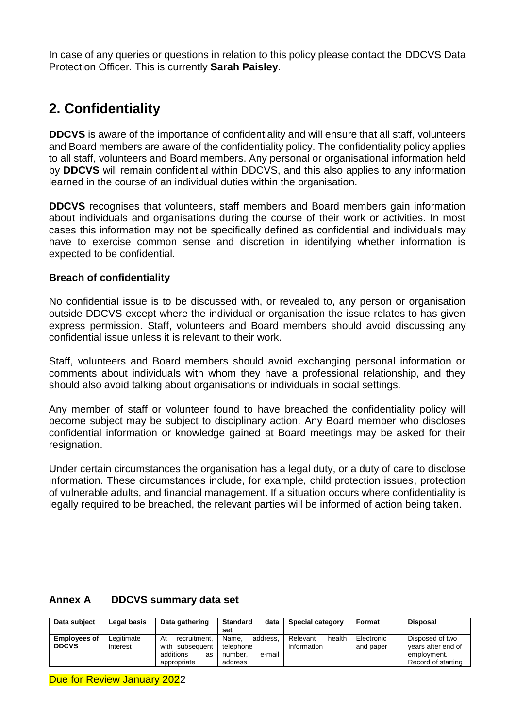In case of any queries or questions in relation to this policy please contact the DDCVS Data Protection Officer. This is currently **Sarah Paisley**.

## 2. Confidentiality

**DDCVS** is aware of the importance of confidentiality and will ensure that all staff, volunteers and Board members are aware of the confidentiality policy. The confidentiality policy applies to all staff, volunteers and Board members. Any personal or organisational information held by **DDCVS** will remain confidential within DDCVS, and this also applies to any information learned in the course of an individual duties within the organisation.

**DDCVS** recognises that volunteers, staff members and Board members gain information about individuals and organisations during the course of their work or activities. In most cases this information may not be specifically defined as confidential and individuals may have to exercise common sense and discretion in identifying whether information is expected to be confidential.

### Breach of confidentiality

No confidential issue is to be discussed with, or revealed to, any person or organisation outside DDCVS except where the individual or organisation the issue relates to has given express permission. Staff, volunteers and Board members should avoid discussing any confidential issue unless it is relevant to their work.

Staff, volunteers and Board members should avoid exchanging personal information or comments about individuals with whom they have a professional relationship, and they should also avoid talking about organisations or individuals in social settings.

Any member of staff or volunteer found to have breached the confidentiality policy will become subject may be subject to disciplinary action. Any Board member who discloses confidential information or knowledge gained at Board meetings may be asked for their resignation.

Under certain circumstances the organisation has a legal duty, or a duty of care to disclose information. These circumstances include, for example, child protection issues, protection of vulnerable adults, and financial management. If a situation occurs where confidentiality is legally required to be breached, the relevant parties will be informed of action being taken.

### Annex A DDCVS summary data set

| Data subject | Legal basis | Data gathering | Standard data set | Special category | Format | Disposal |
|---|---|---|---|---|---|---|
| **Employees of DDCVS** | Legitimate interest | At recruitment, with subsequent additions as appropriate | Name, address, telephone number, e-mail address | Relevant health information | Electronic and paper | Disposed of two years after end of employment. Record of starting |

Due for Review January 2022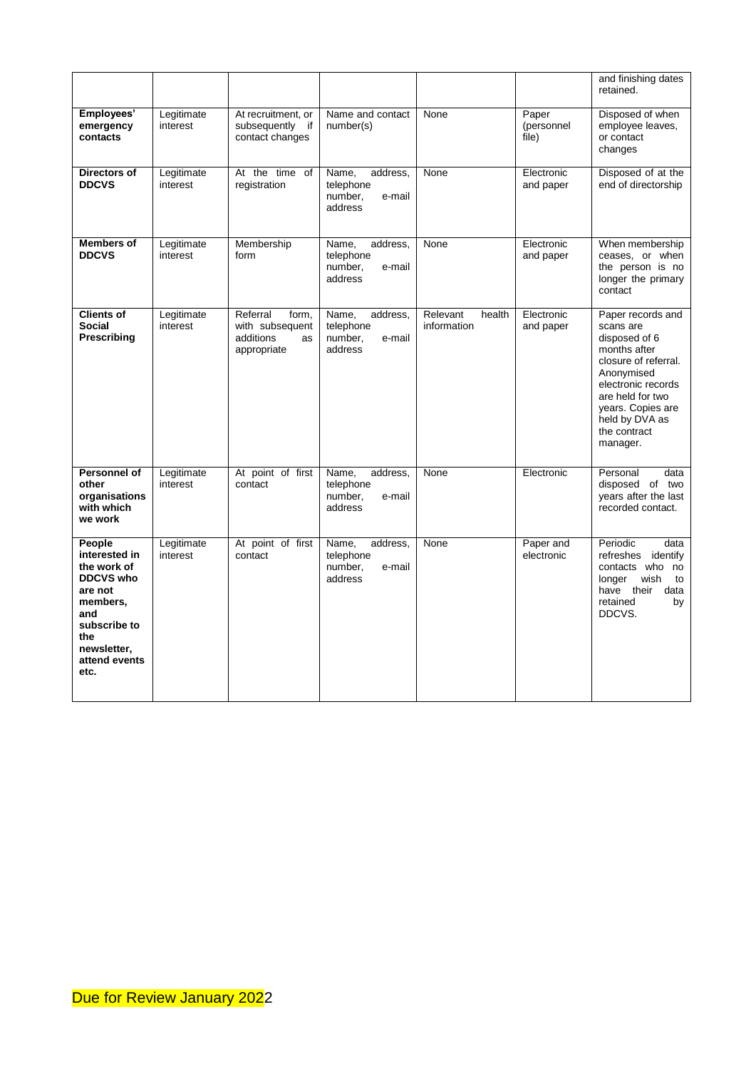| | | | | | | |
|---|---|---|---|---|---|---|
| | | | | | | and finishing dates retained. |
| **Employees' emergency contacts** | Legitimate interest | At recruitment, or subsequently if contact changes | Name and contact number(s) | None | Paper (personnel file) | Disposed of when employee leaves, or contact changes |
| **Directors of DDCVS** | Legitimate interest | At the time of registration | Name, address, telephone number, e-mail address | None | Electronic and paper | Disposed of at the end of directorship |
| **Members of DDCVS** | Legitimate interest | Membership form | Name, address, telephone number, e-mail address | None | Electronic and paper | When membership ceases, or when the person is no longer the primary contact |
| **Clients of Social Prescribing** | Legitimate interest | Referral form, with subsequent additions as appropriate | Name, address, telephone number, e-mail address | Relevant health information | Electronic and paper | Paper records and scans are disposed of 6 months after closure of referral. Anonymised electronic records are held for two years. Copies are held by DVA as the contract manager. |
| **Personnel of other organisations with which we work** | Legitimate interest | At point of first contact | Name, address, telephone number, e-mail address | None | Electronic | Personal data disposed of two years after the last recorded contact. |
| **People interested in the work of DDCVS who are not members, and subscribe to the newsletter, attend events etc.** | Legitimate interest | At point of first contact | Name, address, telephone number, e-mail address | None | Paper and electronic | Periodic data refreshes identify contacts who no longer wish to have their data retained by DDCVS. |

Due for Review January 2022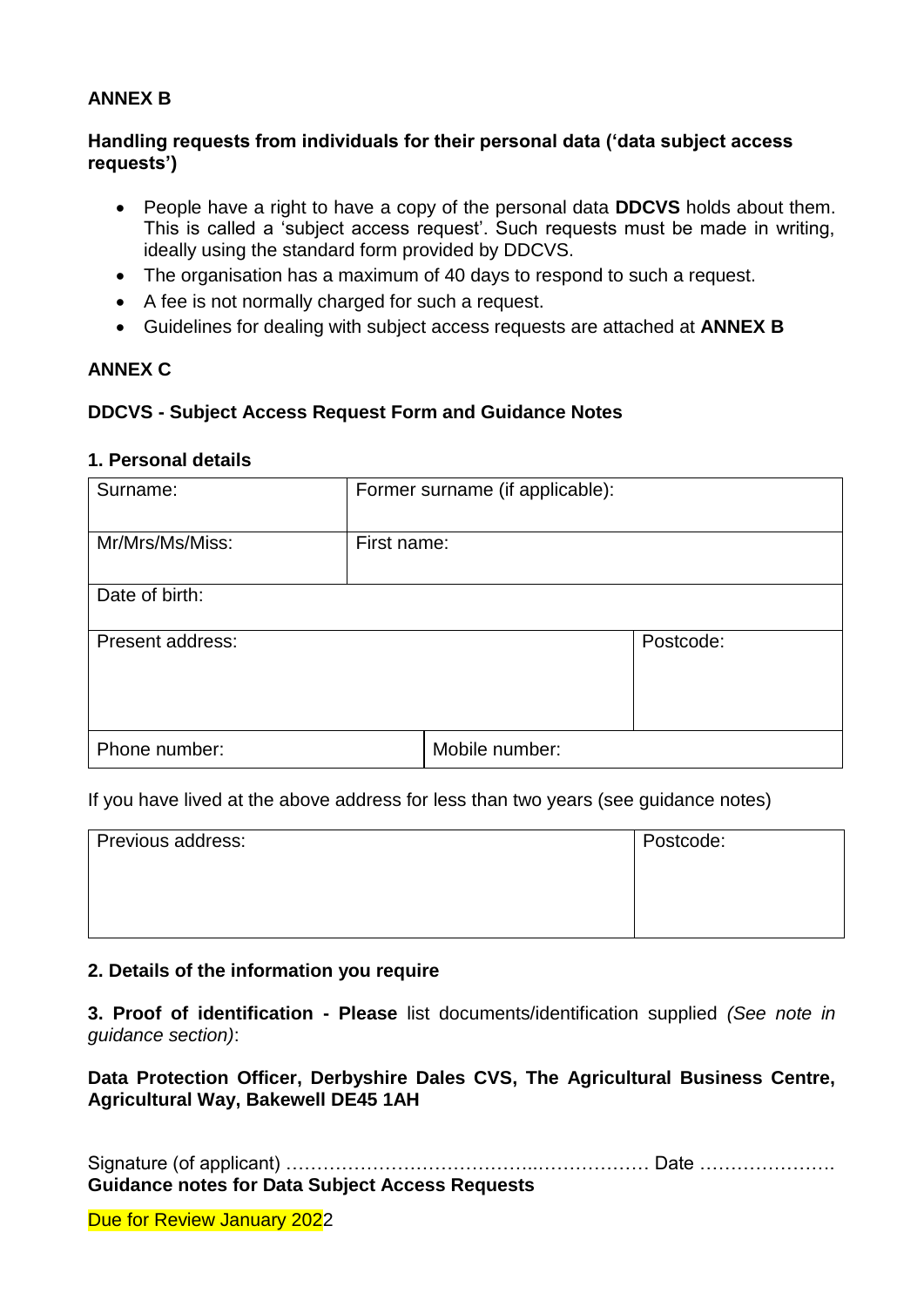**ANNEX B**

**Handling requests from individuals for their personal data ('data subject access requests')**

- People have a right to have a copy of the personal data **DDCVS** holds about them. This is called a 'subject access request'. Such requests must be made in writing, ideally using the standard form provided by DDCVS.
- The organisation has a maximum of 40 days to respond to such a request.
- A fee is not normally charged for such a request.
- Guidelines for dealing with subject access requests are attached at **ANNEX B**

**ANNEX C**

**DDCVS - Subject Access Request Form and Guidance Notes**

**1. Personal details**

| | | |
|---|---|---|
| Surname: | Former surname (if applicable): | |
| Mr/Mrs/Ms/Miss: | First name: | |
| Date of birth: | | |
| Present address: | | Postcode: |
| Phone number: | Mobile number: | |

If you have lived at the above address for less than two years (see guidance notes)

| | |
|---|---|
| Previous address: | Postcode: |

**2. Details of the information you require**

**3. Proof of identification - Please** list documents/identification supplied *(See note in guidance section)*:

**Data Protection Officer, Derbyshire Dales CVS, The Agricultural Business Centre, Agricultural Way, Bakewell DE45 1AH**

Signature (of applicant) ……………………………….……………… Date ………………….

**Guidance notes for Data Subject Access Requests**

Due for Review January 2022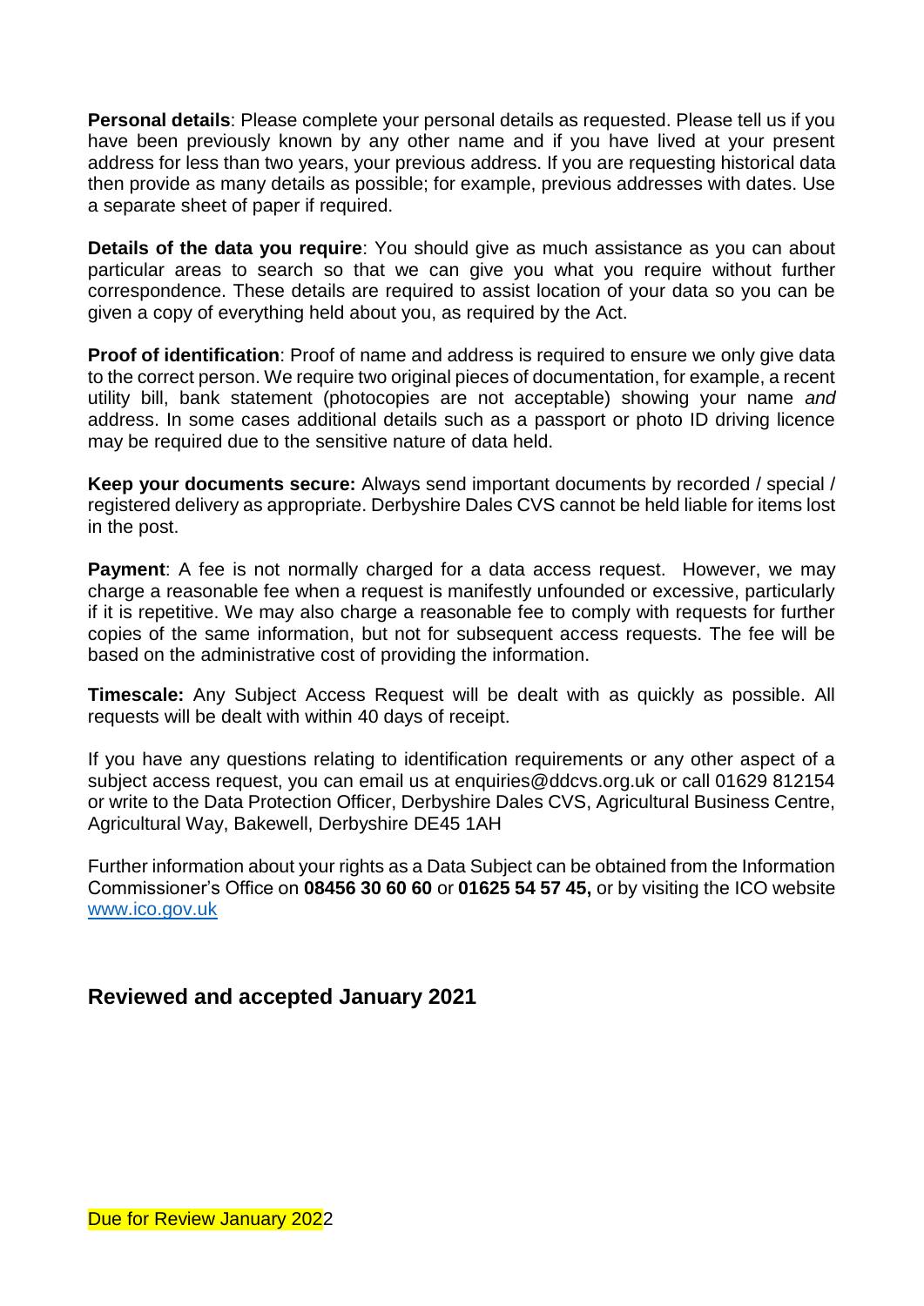**Personal details**: Please complete your personal details as requested. Please tell us if you have been previously known by any other name and if you have lived at your present address for less than two years, your previous address. If you are requesting historical data then provide as many details as possible; for example, previous addresses with dates. Use a separate sheet of paper if required.

**Details of the data you require**: You should give as much assistance as you can about particular areas to search so that we can give you what you require without further correspondence. These details are required to assist location of your data so you can be given a copy of everything held about you, as required by the Act.

**Proof of identification**: Proof of name and address is required to ensure we only give data to the correct person. We require two original pieces of documentation, for example, a recent utility bill, bank statement (photocopies are not acceptable) showing your name *and* address. In some cases additional details such as a passport or photo ID driving licence may be required due to the sensitive nature of data held.

**Keep your documents secure:** Always send important documents by recorded / special / registered delivery as appropriate. Derbyshire Dales CVS cannot be held liable for items lost in the post.

**Payment**: A fee is not normally charged for a data access request. However, we may charge a reasonable fee when a request is manifestly unfounded or excessive, particularly if it is repetitive. We may also charge a reasonable fee to comply with requests for further copies of the same information, but not for subsequent access requests. The fee will be based on the administrative cost of providing the information.

**Timescale:** Any Subject Access Request will be dealt with as quickly as possible. All requests will be dealt with within 40 days of receipt.

If you have any questions relating to identification requirements or any other aspect of a subject access request, you can email us at enquiries@ddcvs.org.uk or call 01629 812154 or write to the Data Protection Officer, Derbyshire Dales CVS, Agricultural Business Centre, Agricultural Way, Bakewell, Derbyshire DE45 1AH

Further information about your rights as a Data Subject can be obtained from the Information Commissioner's Office on **08456 30 60 60** or **01625 54 57 45,** or by visiting the ICO website [www.ico.gov.uk](http://www.ico.gov.uk)

## Reviewed and accepted January 2021

Due for Review January 2022